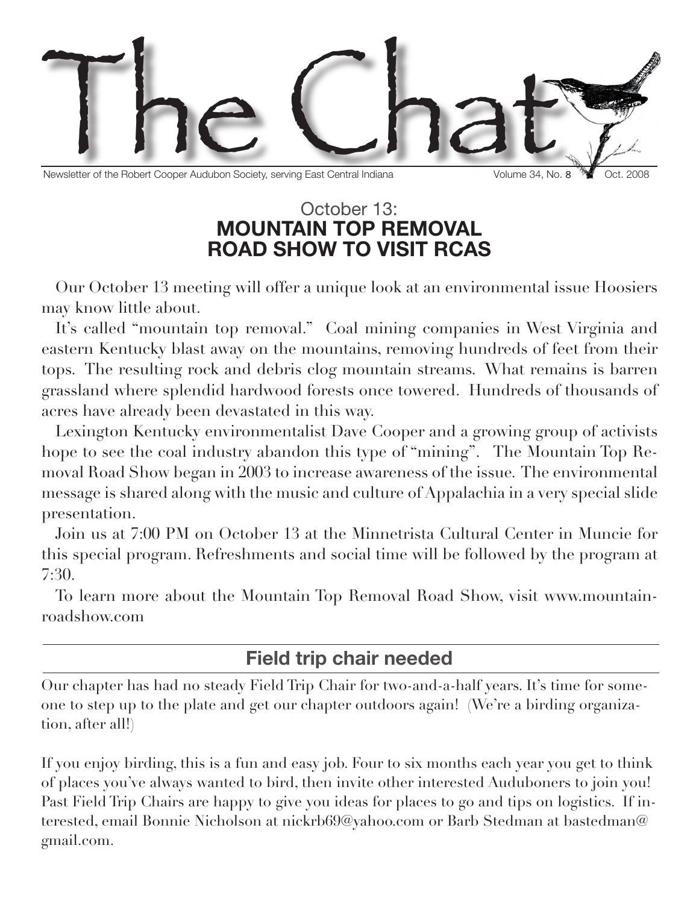# The Chat

Newsletter of the Robert Cooper Audubon Society, serving East Central Indiana Volume 34, No. 8 Oct. 2008

## October 13:
## MOUNTAIN TOP REMOVAL ROAD SHOW TO VISIT RCAS

Our October 13 meeting will offer a unique look at an environmental issue Hoosiers may know little about.

It's called "mountain top removal." Coal mining companies in West Virginia and eastern Kentucky blast away on the mountains, removing hundreds of feet from their tops. The resulting rock and debris clog mountain streams. What remains is barren grassland where splendid hardwood forests once towered. Hundreds of thousands of acres have already been devastated in this way.

Lexington Kentucky environmentalist Dave Cooper and a growing group of activists hope to see the coal industry abandon this type of "mining". The Mountain Top Removal Road Show began in 2003 to increase awareness of the issue. The environmental message is shared along with the music and culture of Appalachia in a very special slide presentation.

Join us at 7:00 PM on October 13 at the Minnetrista Cultural Center in Muncie for this special program. Refreshments and social time will be followed by the program at 7:30.

To learn more about the Mountain Top Removal Road Show, visit www.mountainroadshow.com

## Field trip chair needed

Our chapter has had no steady Field Trip Chair for two-and-a-half years. It's time for someone to step up to the plate and get our chapter outdoors again! (We're a birding organization, after all!)

If you enjoy birding, this is a fun and easy job. Four to six months each year you get to think of places you've always wanted to bird, then invite other interested Auduboners to join you! Past Field Trip Chairs are happy to give you ideas for places to go and tips on logistics. If interested, email Bonnie Nicholson at nickrb69@yahoo.com or Barb Stedman at bastedman@gmail.com.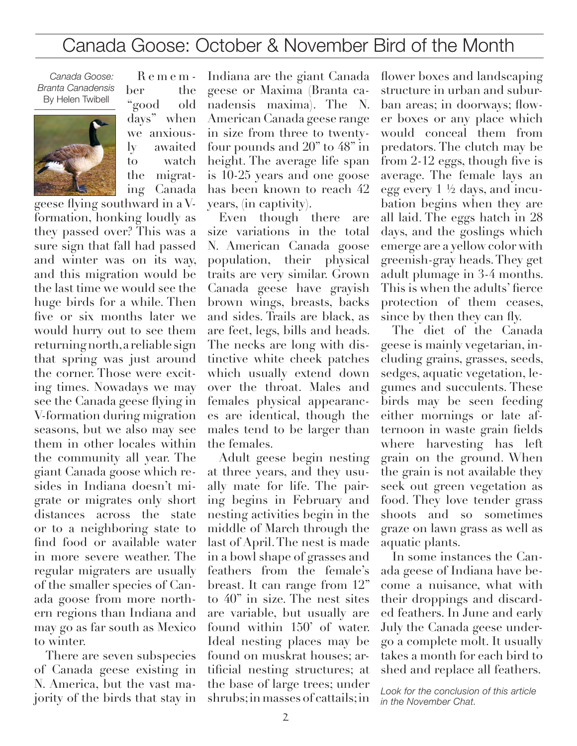# Canada Goose: October & November Bird of the Month

*Canada Goose: Branta Canadensis*
By Helen Twibell

Remember the "good old days" when we anxiously awaited to watch the migrating Canada geese flying southward in a V-formation, honking loudly as they passed over? This was a sure sign that fall had passed and winter was on its way, and this migration would be the last time we would see the huge birds for a while. Then five or six months later we would hurry out to see them returning north, a reliable sign that spring was just around the corner. Those were exciting times. Nowadays we may see the Canada geese flying in V-formation during migration seasons, but we also may see them in other locales within the community all year. The giant Canada goose which resides in Indiana doesn't migrate or migrates only short distances across the state or to a neighboring state to find food or available water in more severe weather. The regular migraters are usually of the smaller species of Canada goose from more northern regions than Indiana and may go as far south as Mexico to winter.

There are seven subspecies of Canada geese existing in N. America, but the vast majority of the birds that stay in Indiana are the giant Canada geese or Maxima (Branta canadensis maxima). The N. American Canada geese range in size from three to twenty-four pounds and 20" to 48" in height. The average life span is 10-25 years and one goose has been known to reach 42 years, (in captivity).

Even though there are size variations in the total N. American Canada goose population, their physical traits are very similar. Grown Canada geese have grayish brown wings, breasts, backs and sides. Trails are black, as are feet, legs, bills and heads. The necks are long with distinctive white cheek patches which usually extend down over the throat. Males and females physical appearances are identical, though the males tend to be larger than the females.

Adult geese begin nesting at three years, and they usually mate for life. The pairing begins in February and nesting activities begin in the middle of March through the last of April. The nest is made in a bowl shape of grasses and feathers from the female's breast. It can range from 12" to 40" in size. The nest sites are variable, but usually are found within 150' of water. Ideal nesting places may be found on muskrat houses; artificial nesting structures; at the base of large trees; under shrubs; in masses of cattails; in flower boxes and landscaping structure in urban and suburban areas; in doorways; flower boxes or any place which would conceal them from predators. The clutch may be from 2-12 eggs, though five is average. The female lays an egg every 1 ½ days, and incubation begins when they are all laid. The eggs hatch in 28 days, and the goslings which emerge are a yellow color with greenish-gray heads. They get adult plumage in 3-4 months. This is when the adults' fierce protection of them ceases, since by then they can fly.

The diet of the Canada geese is mainly vegetarian, including grains, grasses, seeds, sedges, aquatic vegetation, legumes and succulents. These birds may be seen feeding either mornings or late afternoon in waste grain fields where harvesting has left grain on the ground. When the grain is not available they seek out green vegetation as food. They love tender grass shoots and so sometimes graze on lawn grass as well as aquatic plants.

In some instances the Canada geese of Indiana have become a nuisance, what with their droppings and discarded feathers. In June and early July the Canada geese undergo a complete molt. It usually takes a month for each bird to shed and replace all feathers.

*Look for the conclusion of this article in the November Chat.*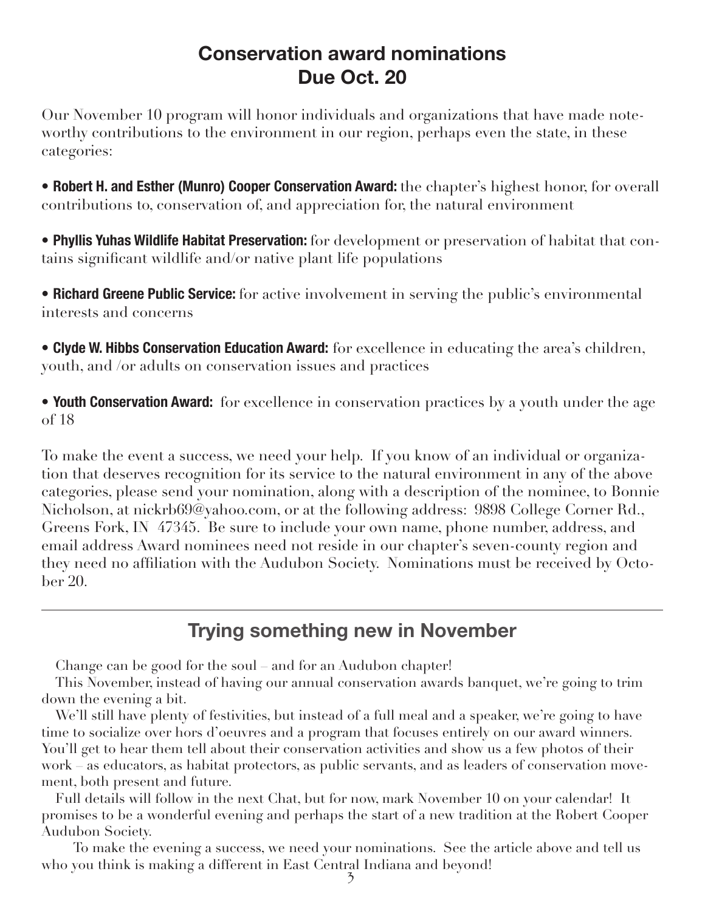## Conservation award nominations Due Oct. 20

Our November 10 program will honor individuals and organizations that have made noteworthy contributions to the environment in our region, perhaps even the state, in these categories:

- **Robert H. and Esther (Munro) Cooper Conservation Award:** the chapter's highest honor, for overall contributions to, conservation of, and appreciation for, the natural environment
- **Phyllis Yuhas Wildlife Habitat Preservation:** for development or preservation of habitat that contains significant wildlife and/or native plant life populations
- **Richard Greene Public Service:** for active involvement in serving the public's environmental interests and concerns
- **Clyde W. Hibbs Conservation Education Award:** for excellence in educating the area's children, youth, and /or adults on conservation issues and practices
- **Youth Conservation Award:** for excellence in conservation practices by a youth under the age of 18

To make the event a success, we need your help. If you know of an individual or organization that deserves recognition for its service to the natural environment in any of the above categories, please send your nomination, along with a description of the nominee, to Bonnie Nicholson, at nickrb69@yahoo.com, or at the following address: 9898 College Corner Rd., Greens Fork, IN 47345. Be sure to include your own name, phone number, address, and email address Award nominees need not reside in our chapter's seven-county region and they need no affiliation with the Audubon Society. Nominations must be received by October 20.

---

## Trying something new in November

Change can be good for the soul – and for an Audubon chapter!

This November, instead of having our annual conservation awards banquet, we're going to trim down the evening a bit.

We'll still have plenty of festivities, but instead of a full meal and a speaker, we're going to have time to socialize over hors d'oeuvres and a program that focuses entirely on our award winners. You'll get to hear them tell about their conservation activities and show us a few photos of their work – as educators, as habitat protectors, as public servants, and as leaders of conservation movement, both present and future.

Full details will follow in the next Chat, but for now, mark November 10 on your calendar! It promises to be a wonderful evening and perhaps the start of a new tradition at the Robert Cooper Audubon Society.

To make the evening a success, we need your nominations. See the article above and tell us who you think is making a different in East Central Indiana and beyond!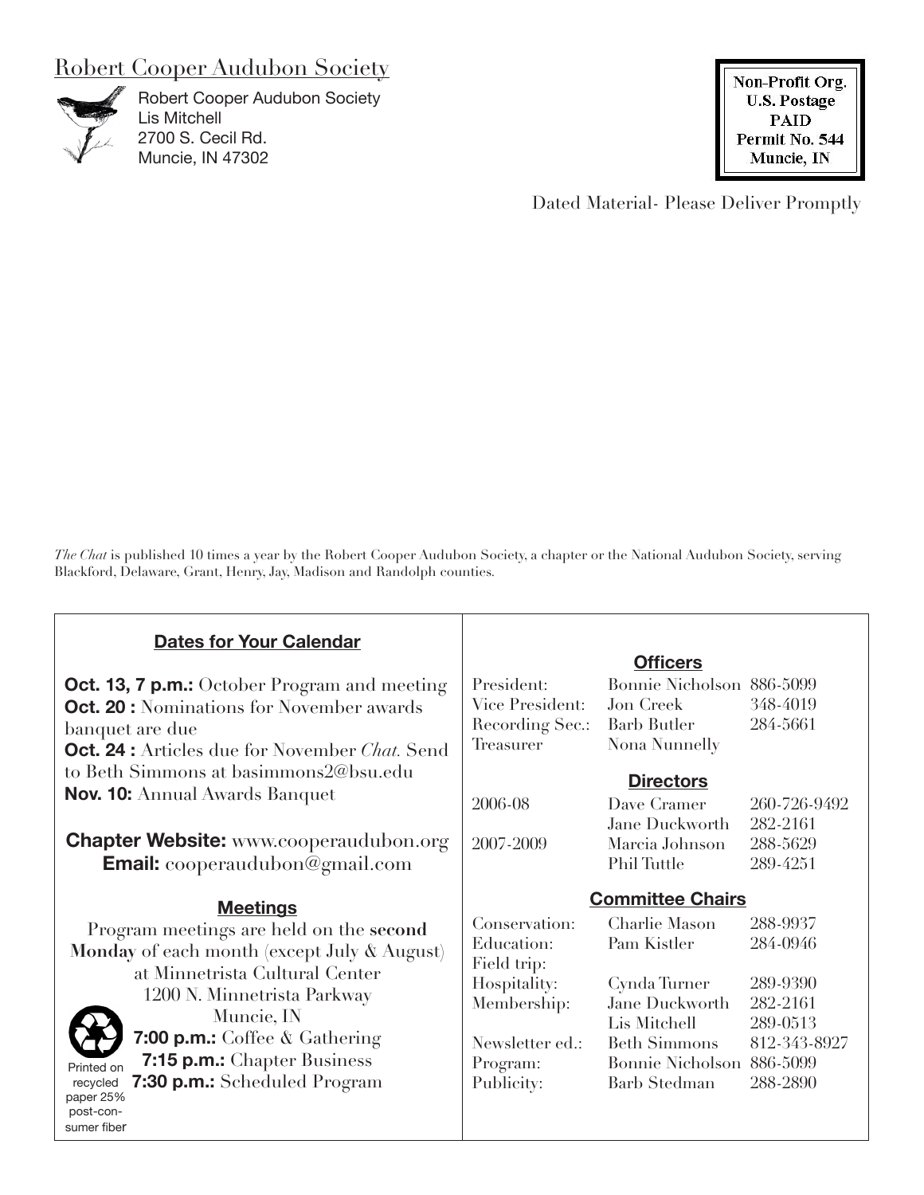## Robert Cooper Audubon Society

Robert Cooper Audubon Society
Lis Mitchell
2700 S. Cecil Rd.
Muncie, IN 47302

Non-Profit Org.
U.S. Postage
PAID
Permit No. 544
Muncie, IN

Dated Material- Please Deliver Promptly

*The Chat* is published 10 times a year by the Robert Cooper Audubon Society, a chapter or the National Audubon Society, serving Blackford, Delaware, Grant, Henry, Jay, Madison and Randolph counties.

### Dates for Your Calendar

**Oct. 13, 7 p.m.:** October Program and meeting
**Oct. 20 :** Nominations for November awards banquet are due
**Oct. 24 :** Articles due for November *Chat.* Send to Beth Simmons at basimmons2@bsu.edu
**Nov. 10:** Annual Awards Banquet

**Chapter Website:** www.cooperaudubon.org
**Email:** cooperaudubon@gmail.com

### Meetings

Program meetings are held on the **second Monday** of each month (except July & August) at Minnetrista Cultural Center
1200 N. Minnetrista Parkway
Muncie, IN
**7:00 p.m.:** Coffee & Gathering
**7:15 p.m.:** Chapter Business
**7:30 p.m.:** Scheduled Program

Printed on recycled paper 25% post-consumer fiber

### Officers

| | | |
|---|---|---|
| President: | Bonnie Nicholson | 886-5099 |
| Vice President: | Jon Creek | 348-4019 |
| Recording Sec.: | Barb Butler | 284-5661 |
| Treasurer | Nona Nunnelly | |

### Directors

| | | |
|---|---|---|
| 2006-08 | Dave Cramer | 260-726-9492 |
| | Jane Duckworth | 282-2161 |
| 2007-2009 | Marcia Johnson | 288-5629 |
| | Phil Tuttle | 289-4251 |

### Committee Chairs

| | | |
|---|---|---|
| Conservation: | Charlie Mason | 288-9937 |
| Education: | Pam Kistler | 284-0946 |
| Field trip: | | |
| Hospitality: | Cynda Turner | 289-9390 |
| Membership: | Jane Duckworth | 282-2161 |
| | Lis Mitchell | 289-0513 |
| Newsletter ed.: | Beth Simmons | 812-343-8927 |
| Program: | Bonnie Nicholson | 886-5099 |
| Publicity: | Barb Stedman | 288-2890 |